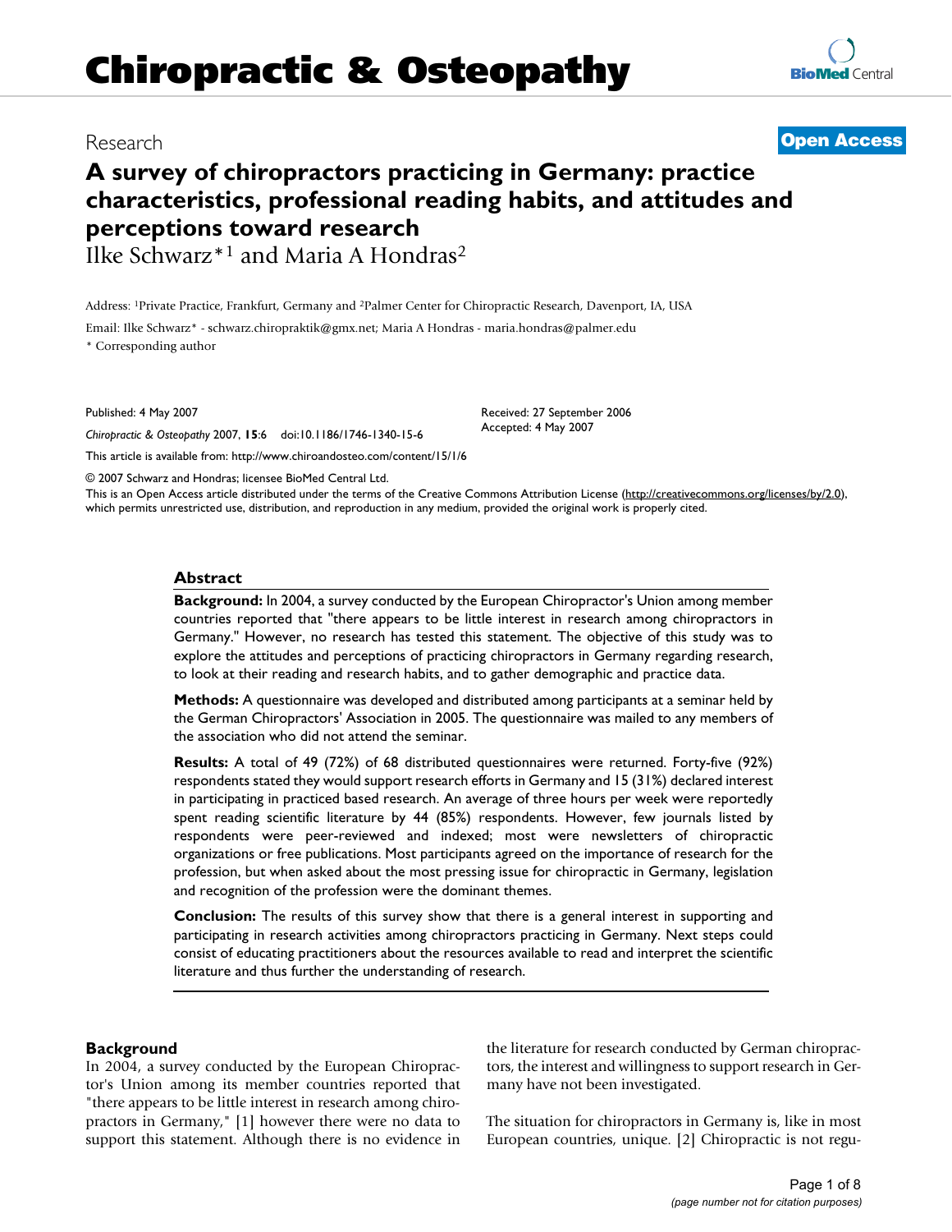# Chiropractic & Osteopathy

Research

**Open Access**

# A survey of chiropractors practicing in Germany: practice characteristics, professional reading habits, and attitudes and perceptions toward research

Ilke Schwarz*[1] and Maria A Hondras[2]

Address: [1]Private Practice, Frankfurt, Germany and [2]Palmer Center for Chiropractic Research, Davenport, IA, USA

Email: Ilke Schwarz* - schwarz.chiropraktik@gmx.net; Maria A Hondras - maria.hondras@palmer.edu

\* Corresponding author

Published: 4 May 2007

*Chiropractic & Osteopathy* 2007, **15**:6 doi:10.1186/1746-1340-15-6

Received: 27 September 2006
Accepted: 4 May 2007

This article is available from: http://www.chiroandosteo.com/content/15/1/6

© 2007 Schwarz and Hondras; licensee BioMed Central Ltd.

This is an Open Access article distributed under the terms of the Creative Commons Attribution License (http://creativecommons.org/licenses/by/2.0), which permits unrestricted use, distribution, and reproduction in any medium, provided the original work is properly cited.

## Abstract

**Background:** In 2004, a survey conducted by the European Chiropractor's Union among member countries reported that "there appears to be little interest in research among chiropractors in Germany." However, no research has tested this statement. The objective of this study was to explore the attitudes and perceptions of practicing chiropractors in Germany regarding research, to look at their reading and research habits, and to gather demographic and practice data.

**Methods:** A questionnaire was developed and distributed among participants at a seminar held by the German Chiropractors' Association in 2005. The questionnaire was mailed to any members of the association who did not attend the seminar.

**Results:** A total of 49 (72%) of 68 distributed questionnaires were returned. Forty-five (92%) respondents stated they would support research efforts in Germany and 15 (31%) declared interest in participating in practiced based research. An average of three hours per week were reportedly spent reading scientific literature by 44 (85%) respondents. However, few journals listed by respondents were peer-reviewed and indexed; most were newsletters of chiropractic organizations or free publications. Most participants agreed on the importance of research for the profession, but when asked about the most pressing issue for chiropractic in Germany, legislation and recognition of the profession were the dominant themes.

**Conclusion:** The results of this survey show that there is a general interest in supporting and participating in research activities among chiropractors practicing in Germany. Next steps could consist of educating practitioners about the resources available to read and interpret the scientific literature and thus further the understanding of research.

## Background

In 2004, a survey conducted by the European Chiropractor's Union among its member countries reported that "there appears to be little interest in research among chiropractors in Germany," [1] however there were no data to support this statement. Although there is no evidence in the literature for research conducted by German chiropractors, the interest and willingness to support research in Germany have not been investigated.

The situation for chiropractors in Germany is, like in most European countries, unique. [2] Chiropractic is not regu-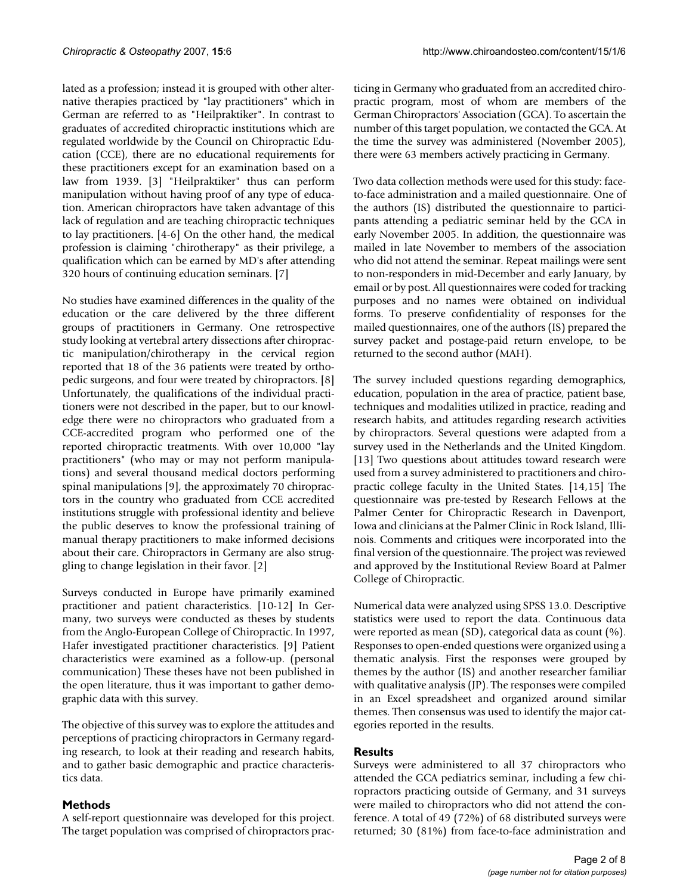lated as a profession; instead it is grouped with other alternative therapies practiced by "lay practitioners" which in German are referred to as "Heilpraktiker". In contrast to graduates of accredited chiropractic institutions which are regulated worldwide by the Council on Chiropractic Education (CCE), there are no educational requirements for these practitioners except for an examination based on a law from 1939. [3] "Heilpraktiker" thus can perform manipulation without having proof of any type of education. American chiropractors have taken advantage of this lack of regulation and are teaching chiropractic techniques to lay practitioners. [4-6] On the other hand, the medical profession is claiming "chirotherapy" as their privilege, a qualification which can be earned by MD's after attending 320 hours of continuing education seminars. [7]

No studies have examined differences in the quality of the education or the care delivered by the three different groups of practitioners in Germany. One retrospective study looking at vertebral artery dissections after chiropractic manipulation/chirotherapy in the cervical region reported that 18 of the 36 patients were treated by orthopedic surgeons, and four were treated by chiropractors. [8] Unfortunately, the qualifications of the individual practitioners were not described in the paper, but to our knowledge there were no chiropractors who graduated from a CCE-accredited program who performed one of the reported chiropractic treatments. With over 10,000 "lay practitioners" (who may or may not perform manipulations) and several thousand medical doctors performing spinal manipulations [9], the approximately 70 chiropractors in the country who graduated from CCE accredited institutions struggle with professional identity and believe the public deserves to know the professional training of manual therapy practitioners to make informed decisions about their care. Chiropractors in Germany are also struggling to change legislation in their favor. [2]

Surveys conducted in Europe have primarily examined practitioner and patient characteristics. [10-12] In Germany, two surveys were conducted as theses by students from the Anglo-European College of Chiropractic. In 1997, Hafer investigated practitioner characteristics. [9] Patient characteristics were examined as a follow-up. (personal communication) These theses have not been published in the open literature, thus it was important to gather demographic data with this survey.

The objective of this survey was to explore the attitudes and perceptions of practicing chiropractors in Germany regarding research, to look at their reading and research habits, and to gather basic demographic and practice characteristics data.

## Methods

A self-report questionnaire was developed for this project. The target population was comprised of chiropractors practicing in Germany who graduated from an accredited chiropractic program, most of whom are members of the German Chiropractors' Association (GCA). To ascertain the number of this target population, we contacted the GCA. At the time the survey was administered (November 2005), there were 63 members actively practicing in Germany.

Two data collection methods were used for this study: face-to-face administration and a mailed questionnaire. One of the authors (IS) distributed the questionnaire to participants attending a pediatric seminar held by the GCA in early November 2005. In addition, the questionnaire was mailed in late November to members of the association who did not attend the seminar. Repeat mailings were sent to non-responders in mid-December and early January, by email or by post. All questionnaires were coded for tracking purposes and no names were obtained on individual forms. To preserve confidentiality of responses for the mailed questionnaires, one of the authors (IS) prepared the survey packet and postage-paid return envelope, to be returned to the second author (MAH).

The survey included questions regarding demographics, education, population in the area of practice, patient base, techniques and modalities utilized in practice, reading and research habits, and attitudes regarding research activities by chiropractors. Several questions were adapted from a survey used in the Netherlands and the United Kingdom. [13] Two questions about attitudes toward research were used from a survey administered to practitioners and chiropractic college faculty in the United States. [14,15] The questionnaire was pre-tested by Research Fellows at the Palmer Center for Chiropractic Research in Davenport, Iowa and clinicians at the Palmer Clinic in Rock Island, Illinois. Comments and critiques were incorporated into the final version of the questionnaire. The project was reviewed and approved by the Institutional Review Board at Palmer College of Chiropractic.

Numerical data were analyzed using SPSS 13.0. Descriptive statistics were used to report the data. Continuous data were reported as mean (SD), categorical data as count (%). Responses to open-ended questions were organized using a thematic analysis. First the responses were grouped by themes by the author (IS) and another researcher familiar with qualitative analysis (JP). The responses were compiled in an Excel spreadsheet and organized around similar themes. Then consensus was used to identify the major categories reported in the results.

## Results

Surveys were administered to all 37 chiropractors who attended the GCA pediatrics seminar, including a few chiropractors practicing outside of Germany, and 31 surveys were mailed to chiropractors who did not attend the conference. A total of 49 (72%) of 68 distributed surveys were returned; 30 (81%) from face-to-face administration and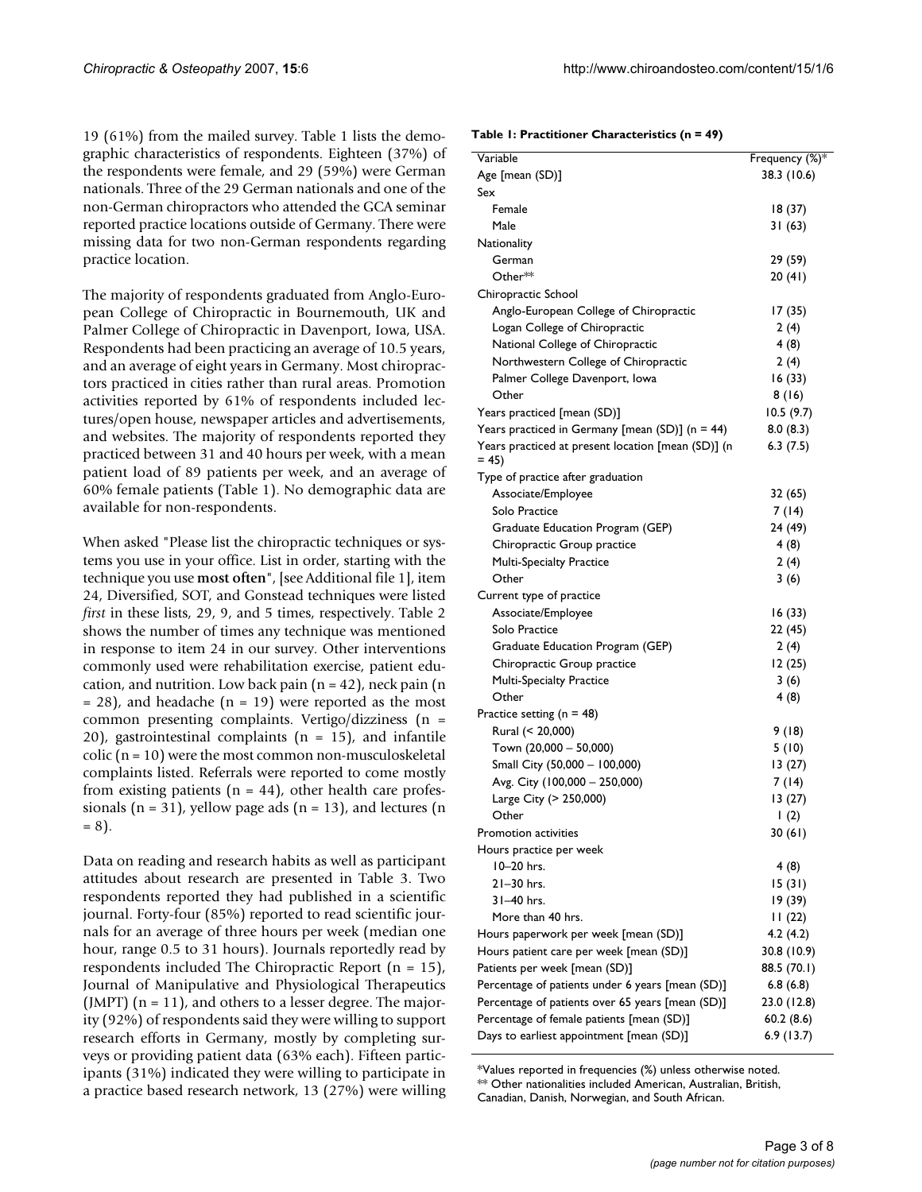19 (61%) from the mailed survey. Table 1 lists the demographic characteristics of respondents. Eighteen (37%) of the respondents were female, and 29 (59%) were German nationals. Three of the 29 German nationals and one of the non-German chiropractors who attended the GCA seminar reported practice locations outside of Germany. There were missing data for two non-German respondents regarding practice location.

The majority of respondents graduated from Anglo-European College of Chiropractic in Bournemouth, UK and Palmer College of Chiropractic in Davenport, Iowa, USA. Respondents had been practicing an average of 10.5 years, and an average of eight years in Germany. Most chiropractors practiced in cities rather than rural areas. Promotion activities reported by 61% of respondents included lectures/open house, newspaper articles and advertisements, and websites. The majority of respondents reported they practiced between 31 and 40 hours per week, with a mean patient load of 89 patients per week, and an average of 60% female patients (Table 1). No demographic data are available for non-respondents.

When asked "Please list the chiropractic techniques or systems you use in your office. List in order, starting with the technique you use **most often**", [see Additional file 1], item 24, Diversified, SOT, and Gonstead techniques were listed *first* in these lists, 29, 9, and 5 times, respectively. Table 2 shows the number of times any technique was mentioned in response to item 24 in our survey. Other interventions commonly used were rehabilitation exercise, patient education, and nutrition. Low back pain (n = 42), neck pain (n = 28), and headache (n = 19) were reported as the most common presenting complaints. Vertigo/dizziness (n = 20), gastrointestinal complaints (n = 15), and infantile colic (n = 10) were the most common non-musculoskeletal complaints listed. Referrals were reported to come mostly from existing patients (n = 44), other health care professionals (n = 31), yellow page ads (n = 13), and lectures (n = 8).

Data on reading and research habits as well as participant attitudes about research are presented in Table 3. Two respondents reported they had published in a scientific journal. Forty-four (85%) reported to read scientific journals for an average of three hours per week (median one hour, range 0.5 to 31 hours). Journals reportedly read by respondents included The Chiropractic Report (n = 15), Journal of Manipulative and Physiological Therapeutics (JMPT) (n = 11), and others to a lesser degree. The majority (92%) of respondents said they were willing to support research efforts in Germany, mostly by completing surveys or providing patient data (63% each). Fifteen participants (31%) indicated they were willing to participate in a practice based research network, 13 (27%) were willing

**Table 1: Practitioner Characteristics (n = 49)**

| Variable | Frequency (%)* |
|---|---|
| Age [mean (SD)] | 38.3 (10.6) |
| Sex | |
| Female | 18 (37) |
| Male | 31 (63) |
| Nationality | |
| German | 29 (59) |
| Other** | 20 (41) |
| Chiropractic School | |
| Anglo-European College of Chiropractic | 17 (35) |
| Logan College of Chiropractic | 2 (4) |
| National College of Chiropractic | 4 (8) |
| Northwestern College of Chiropractic | 2 (4) |
| Palmer College Davenport, Iowa | 16 (33) |
| Other | 8 (16) |
| Years practiced [mean (SD)] | 10.5 (9.7) |
| Years practiced in Germany [mean (SD)] (n = 44) | 8.0 (8.3) |
| Years practiced at present location [mean (SD)] (n = 45) | 6.3 (7.5) |
| Type of practice after graduation | |
| Associate/Employee | 32 (65) |
| Solo Practice | 7 (14) |
| Graduate Education Program (GEP) | 24 (49) |
| Chiropractic Group practice | 4 (8) |
| Multi-Specialty Practice | 2 (4) |
| Other | 3 (6) |
| Current type of practice | |
| Associate/Employee | 16 (33) |
| Solo Practice | 22 (45) |
| Graduate Education Program (GEP) | 2 (4) |
| Chiropractic Group practice | 12 (25) |
| Multi-Specialty Practice | 3 (6) |
| Other | 4 (8) |
| Practice setting (n = 48) | |
| Rural (< 20,000) | 9 (18) |
| Town (20,000 – 50,000) | 5 (10) |
| Small City (50,000 – 100,000) | 13 (27) |
| Avg. City (100,000 – 250,000) | 7 (14) |
| Large City (> 250,000) | 13 (27) |
| Other | 1 (2) |
| Promotion activities | 30 (61) |
| Hours practice per week | |
| 10–20 hrs. | 4 (8) |
| 21–30 hrs. | 15 (31) |
| 31–40 hrs. | 19 (39) |
| More than 40 hrs. | 11 (22) |
| Hours paperwork per week [mean (SD)] | 4.2 (4.2) |
| Hours patient care per week [mean (SD)] | 30.8 (10.9) |
| Patients per week [mean (SD)] | 88.5 (70.1) |
| Percentage of patients under 6 years [mean (SD)] | 6.8 (6.8) |
| Percentage of patients over 65 years [mean (SD)] | 23.0 (12.8) |
| Percentage of female patients [mean (SD)] | 60.2 (8.6) |
| Days to earliest appointment [mean (SD)] | 6.9 (13.7) |

*Values reported in frequencies (%) unless otherwise noted.
** Other nationalities included American, Australian, British, Canadian, Danish, Norwegian, and South African.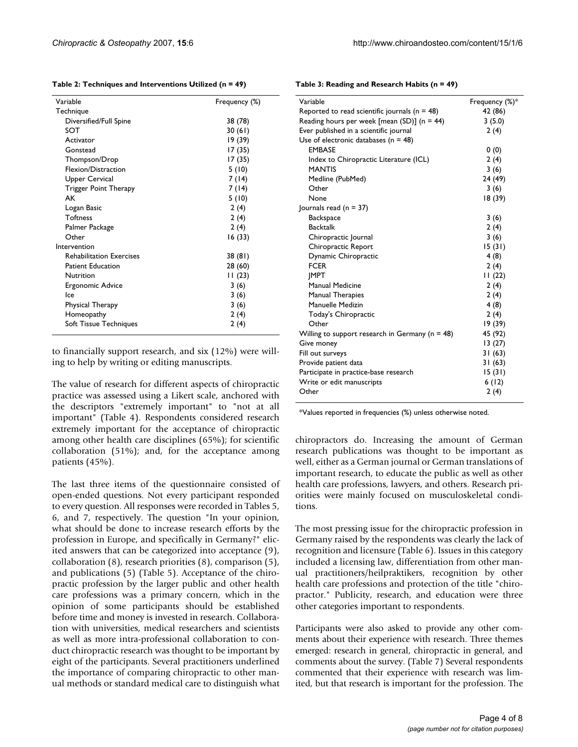**Table 2: Techniques and Interventions Utilized (n = 49)**

| Variable | Frequency (%) |
|---|---|
| Technique | |
| Diversified/Full Spine | 38 (78) |
| SOT | 30 (61) |
| Activator | 19 (39) |
| Gonstead | 17 (35) |
| Thompson/Drop | 17 (35) |
| Flexion/Distraction | 5 (10) |
| Upper Cervical | 7 (14) |
| Trigger Point Therapy | 7 (14) |
| AK | 5 (10) |
| Logan Basic | 2 (4) |
| Toftness | 2 (4) |
| Palmer Package | 2 (4) |
| Other | 16 (33) |
| Intervention | |
| Rehabilitation Exercises | 38 (81) |
| Patient Education | 28 (60) |
| Nutrition | 11 (23) |
| Ergonomic Advice | 3 (6) |
| Ice | 3 (6) |
| Physical Therapy | 3 (6) |
| Homeopathy | 2 (4) |
| Soft Tissue Techniques | 2 (4) |

to financially support research, and six (12%) were willing to help by writing or editing manuscripts.

The value of research for different aspects of chiropractic practice was assessed using a Likert scale, anchored with the descriptors "extremely important" to "not at all important" (Table 4). Respondents considered research extremely important for the acceptance of chiropractic among other health care disciplines (65%); for scientific collaboration (51%); and, for the acceptance among patients (45%).

The last three items of the questionnaire consisted of open-ended questions. Not every participant responded to every question. All responses were recorded in Tables 5, 6, and 7, respectively. The question "In your opinion, what should be done to increase research efforts by the profession in Europe, and specifically in Germany?" elicited answers that can be categorized into acceptance (9), collaboration (8), research priorities (8), comparison (5), and publications (5) (Table 5). Acceptance of the chiropractic profession by the larger public and other health care professions was a primary concern, which in the opinion of some participants should be established before time and money is invested in research. Collaboration with universities, medical researchers and scientists as well as more intra-professional collaboration to conduct chiropractic research was thought to be important by eight of the participants. Several practitioners underlined the importance of comparing chiropractic to other manual methods or standard medical care to distinguish what chiropractors do. Increasing the amount of German research publications was thought to be important as well, either as a German journal or German translations of important research, to educate the public as well as other health care professions, lawyers, and others. Research priorities were mainly focused on musculoskeletal conditions.

**Table 3: Reading and Research Habits (n = 49)**

| Variable | Frequency (%)* |
|---|---|
| Reported to read scientific journals (n = 48) | 42 (86) |
| Reading hours per week [mean (SD)] (n = 44) | 3 (5.0) |
| Ever published in a scientific journal | 2 (4) |
| Use of electronic databases (n = 48) | |
| EMBASE | 0 (0) |
| Index to Chiropractic Literature (ICL) | 2 (4) |
| MANTIS | 3 (6) |
| Medline (PubMed) | 24 (49) |
| Other | 3 (6) |
| None | 18 (39) |
| Journals read (n = 37) | |
| Backspace | 3 (6) |
| Backtalk | 2 (4) |
| Chiropractic Journal | 3 (6) |
| Chiropractic Report | 15 (31) |
| Dynamic Chiropractic | 4 (8) |
| FCER | 2 (4) |
| JMPT | 11 (22) |
| Manual Medicine | 2 (4) |
| Manual Therapies | 2 (4) |
| Manuelle Medizin | 4 (8) |
| Today's Chiropractic | 2 (4) |
| Other | 19 (39) |
| Willing to support research in Germany (n = 48) | 45 (92) |
| Give money | 13 (27) |
| Fill out surveys | 31 (63) |
| Provide patient data | 31 (63) |
| Participate in practice-base research | 15 (31) |
| Write or edit manuscripts | 6 (12) |
| Other | 2 (4) |

*Values reported in frequencies (%) unless otherwise noted.

The most pressing issue for the chiropractic profession in Germany raised by the respondents was clearly the lack of recognition and licensure (Table 6). Issues in this category included a licensing law, differentiation from other manual practitioners/heilpraktikers, recognition by other health care professions and protection of the title "chiropractor." Publicity, research, and education were three other categories important to respondents.

Participants were also asked to provide any other comments about their experience with research. Three themes emerged: research in general, chiropractic in general, and comments about the survey. (Table 7) Several respondents commented that their experience with research was limited, but that research is important for the profession. The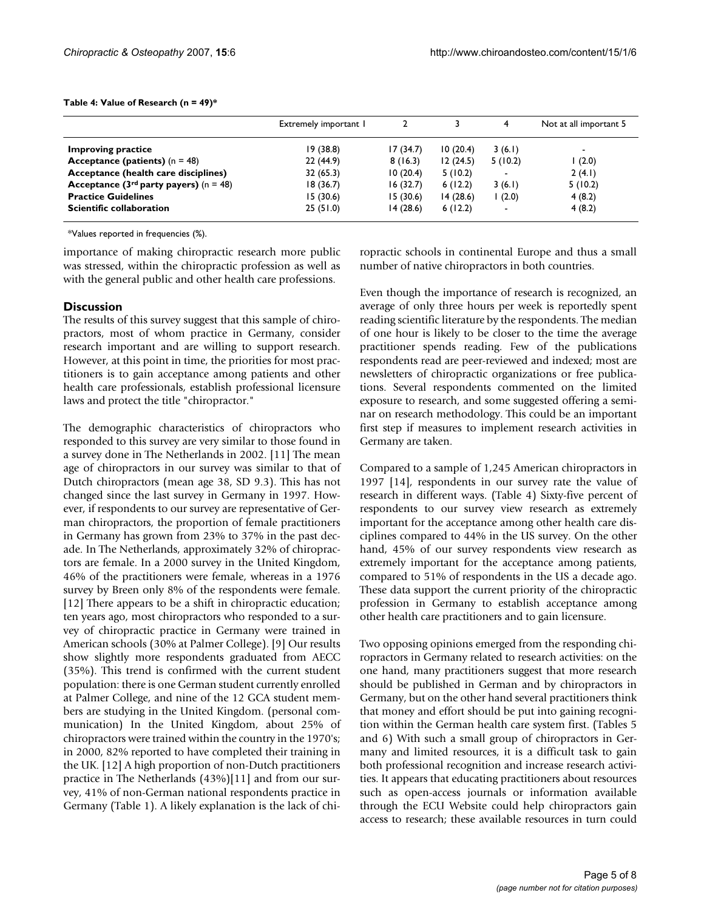**Table 4: Value of Research (n = 49)***

| | Extremely important 1 | 2 | 3 | 4 | Not at all important 5 |
| --- | --- | --- | --- | --- | --- |
| **Improving practice** | 19 (38.8) | 17 (34.7) | 10 (20.4) | 3 (6.1) | - |
| **Acceptance (patients)** (n = 48) | 22 (44.9) | 8 (16.3) | 12 (24.5) | 5 (10.2) | 1 (2.0) |
| **Acceptance (health care disciplines)** | 32 (65.3) | 10 (20.4) | 5 (10.2) | - | 2 (4.1) |
| **Acceptance (3rd party payers)** (n = 48) | 18 (36.7) | 16 (32.7) | 6 (12.2) | 3 (6.1) | 5 (10.2) |
| **Practice Guidelines** | 15 (30.6) | 15 (30.6) | 14 (28.6) | 1 (2.0) | 4 (8.2) |
| **Scientific collaboration** | 25 (51.0) | 14 (28.6) | 6 (12.2) | - | 4 (8.2) |

*Values reported in frequencies (%).

importance of making chiropractic research more public was stressed, within the chiropractic profession as well as with the general public and other health care professions.

## Discussion

The results of this survey suggest that this sample of chiropractors, most of whom practice in Germany, consider research important and are willing to support research. However, at this point in time, the priorities for most practitioners is to gain acceptance among patients and other health care professionals, establish professional licensure laws and protect the title "chiropractor."

The demographic characteristics of chiropractors who responded to this survey are very similar to those found in a survey done in The Netherlands in 2002. [11] The mean age of chiropractors in our survey was similar to that of Dutch chiropractors (mean age 38, SD 9.3). This has not changed since the last survey in Germany in 1997. However, if respondents to our survey are representative of German chiropractors, the proportion of female practitioners in Germany has grown from 23% to 37% in the past decade. In The Netherlands, approximately 32% of chiropractors are female. In a 2000 survey in the United Kingdom, 46% of the practitioners were female, whereas in a 1976 survey by Breen only 8% of the respondents were female. [12] There appears to be a shift in chiropractic education; ten years ago, most chiropractors who responded to a survey of chiropractic practice in Germany were trained in American schools (30% at Palmer College). [9] Our results show slightly more respondents graduated from AECC (35%). This trend is confirmed with the current student population: there is one German student currently enrolled at Palmer College, and nine of the 12 GCA student members are studying in the United Kingdom. (personal communication) In the United Kingdom, about 25% of chiropractors were trained within the country in the 1970's; in 2000, 82% reported to have completed their training in the UK. [12] A high proportion of non-Dutch practitioners practice in The Netherlands (43%)[11] and from our survey, 41% of non-German national respondents practice in Germany (Table 1). A likely explanation is the lack of chiropractic schools in continental Europe and thus a small number of native chiropractors in both countries.

Even though the importance of research is recognized, an average of only three hours per week is reportedly spent reading scientific literature by the respondents. The median of one hour is likely to be closer to the time the average practitioner spends reading. Few of the publications respondents read are peer-reviewed and indexed; most are newsletters of chiropractic organizations or free publications. Several respondents commented on the limited exposure to research, and some suggested offering a seminar on research methodology. This could be an important first step if measures to implement research activities in Germany are taken.

Compared to a sample of 1,245 American chiropractors in 1997 [14], respondents in our survey rate the value of research in different ways. (Table 4) Sixty-five percent of respondents to our survey view research as extremely important for the acceptance among other health care disciplines compared to 44% in the US survey. On the other hand, 45% of our survey respondents view research as extremely important for the acceptance among patients, compared to 51% of respondents in the US a decade ago. These data support the current priority of the chiropractic profession in Germany to establish acceptance among other health care practitioners and to gain licensure.

Two opposing opinions emerged from the responding chiropractors in Germany related to research activities: on the one hand, many practitioners suggest that more research should be published in German and by chiropractors in Germany, but on the other hand several practitioners think that money and effort should be put into gaining recognition within the German health care system first. (Tables 5 and 6) With such a small group of chiropractors in Germany and limited resources, it is a difficult task to gain both professional recognition and increase research activities. It appears that educating practitioners about resources such as open-access journals or information available through the ECU Website could help chiropractors gain access to research; these available resources in turn could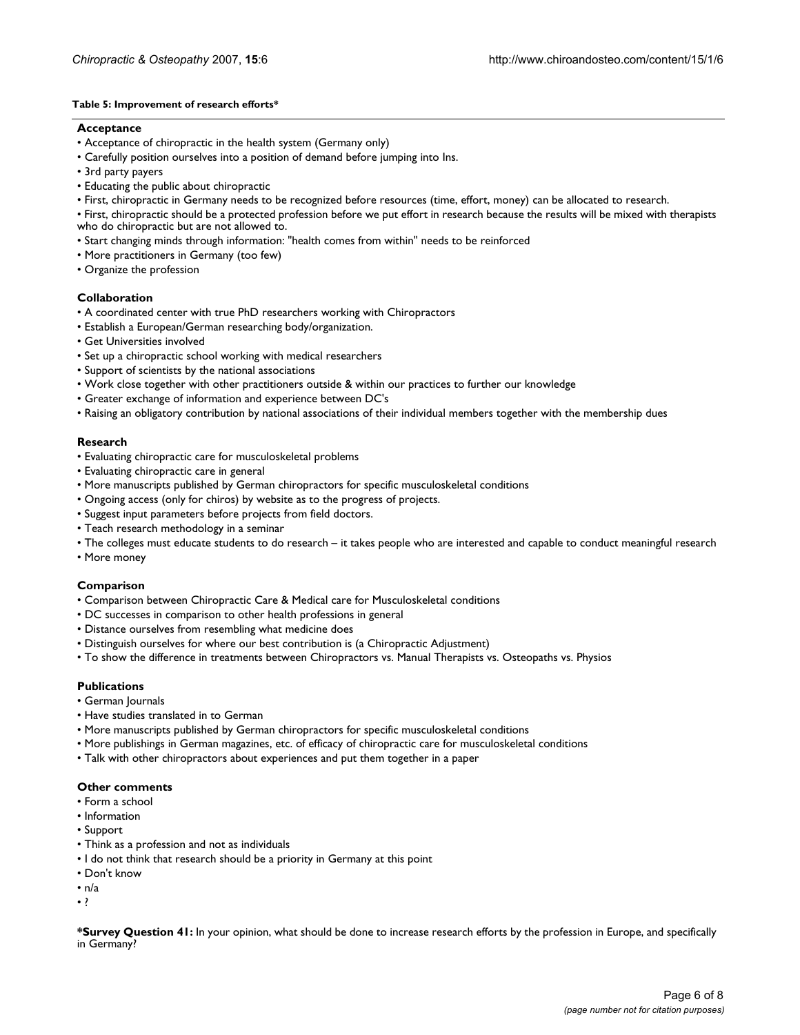**Table 5: Improvement of research efforts***

**Acceptance**

- Acceptance of chiropractic in the health system (Germany only)
- Carefully position ourselves into a position of demand before jumping into Ins.
- 3rd party payers
- Educating the public about chiropractic
- First, chiropractic in Germany needs to be recognized before resources (time, effort, money) can be allocated to research.
- First, chiropractic should be a protected profession before we put effort in research because the results will be mixed with therapists who do chiropractic but are not allowed to.
- Start changing minds through information: "health comes from within" needs to be reinforced
- More practitioners in Germany (too few)
- Organize the profession

**Collaboration**

- A coordinated center with true PhD researchers working with Chiropractors
- Establish a European/German researching body/organization.
- Get Universities involved
- Set up a chiropractic school working with medical researchers
- Support of scientists by the national associations
- Work close together with other practitioners outside & within our practices to further our knowledge
- Greater exchange of information and experience between DC's
- Raising an obligatory contribution by national associations of their individual members together with the membership dues

**Research**

- Evaluating chiropractic care for musculoskeletal problems
- Evaluating chiropractic care in general
- More manuscripts published by German chiropractors for specific musculoskeletal conditions
- Ongoing access (only for chiros) by website as to the progress of projects.
- Suggest input parameters before projects from field doctors.
- Teach research methodology in a seminar
- The colleges must educate students to do research – it takes people who are interested and capable to conduct meaningful research
- More money

**Comparison**

- Comparison between Chiropractic Care & Medical care for Musculoskeletal conditions
- DC successes in comparison to other health professions in general
- Distance ourselves from resembling what medicine does
- Distinguish ourselves for where our best contribution is (a Chiropractic Adjustment)
- To show the difference in treatments between Chiropractors vs. Manual Therapists vs. Osteopaths vs. Physios

**Publications**

- German Journals
- Have studies translated in to German
- More manuscripts published by German chiropractors for specific musculoskeletal conditions
- More publishings in German magazines, etc. of efficacy of chiropractic care for musculoskeletal conditions
- Talk with other chiropractors about experiences and put them together in a paper

**Other comments**

- Form a school
- Information
- Support
- Think as a profession and not as individuals
- I do not think that research should be a priority in Germany at this point
- Don't know
- n/a
- ?

***Survey Question 41:** In your opinion, what should be done to increase research efforts by the profession in Europe, and specifically in Germany?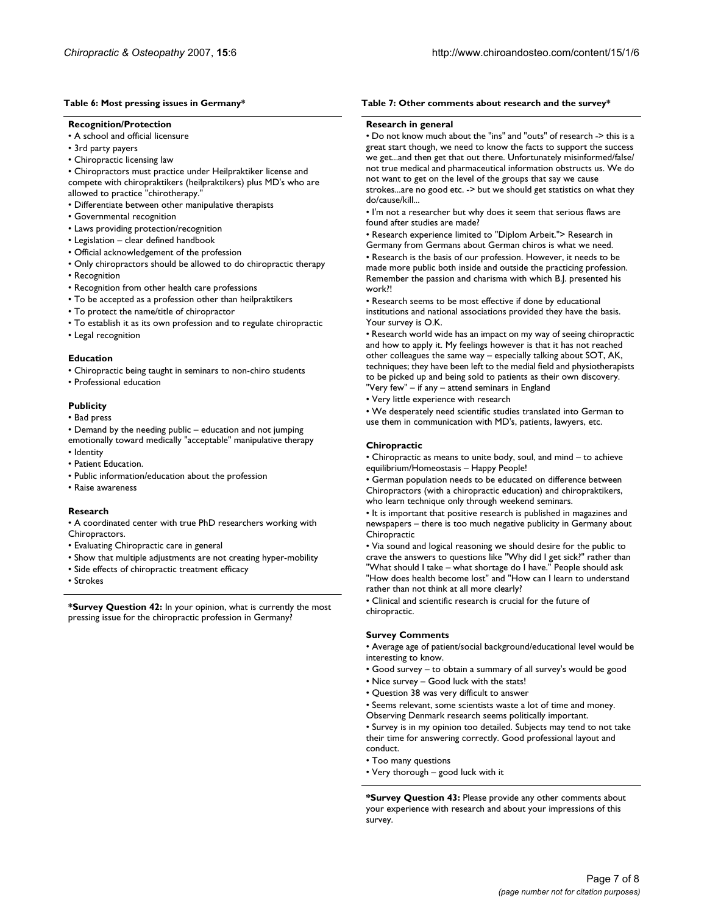**Table 6: Most pressing issues in Germany***

**Recognition/Protection**

- A school and official licensure
- 3rd party payers
- Chiropractic licensing law
- Chiropractors must practice under Heilpraktiker license and compete with chiropraktikers (heilpraktikers) plus MD's who are allowed to practice "chirotherapy."
- Differentiate between other manipulative therapists
- Governmental recognition
- Laws providing protection/recognition
- Legislation – clear defined handbook
- Official acknowledgement of the profession
- Only chiropractors should be allowed to do chiropractic therapy
- Recognition
- Recognition from other health care professions
- To be accepted as a profession other than heilpraktikers
- To protect the name/title of chiropractor
- To establish it as its own profession and to regulate chiropractic
- Legal recognition

**Education**

- Chiropractic being taught in seminars to non-chiro students
- Professional education

**Publicity**

- Bad press
- Demand by the needing public – education and not jumping emotionally toward medically "acceptable" manipulative therapy
- Identity
- Patient Education.
- Public information/education about the profession
- Raise awareness

**Research**

- A coordinated center with true PhD researchers working with Chiropractors.
- Evaluating Chiropractic care in general
- Show that multiple adjustments are not creating hyper-mobility
- Side effects of chiropractic treatment efficacy
- Strokes

***Survey Question 42:** In your opinion, what is currently the most pressing issue for the chiropractic profession in Germany?

**Table 7: Other comments about research and the survey***

**Research in general**

- Do not know much about the "ins" and "outs" of research -> this is a great start though, we need to know the facts to support the success we get...and then get that out there. Unfortunately misinformed/false/not true medical and pharmaceutical information obstructs us. We do not want to get on the level of the groups that say we cause strokes...are no good etc. -> but we should get statistics on what they do/cause/kill...
- I'm not a researcher but why does it seem that serious flaws are found after studies are made?
- Research experience limited to "Diplom Arbeit."> Research in Germany from Germans about German chiros is what we need.
- Research is the basis of our profession. However, it needs to be made more public both inside and outside the practicing profession. Remember the passion and charisma with which B.J. presented his work?!
- Research seems to be most effective if done by educational institutions and national associations provided they have the basis. Your survey is O.K.
- Research world wide has an impact on my way of seeing chiropractic and how to apply it. My feelings however is that it has not reached other colleagues the same way – especially talking about SOT, AK, techniques; they have been left to the medial field and physiotherapists to be picked up and being sold to patients as their own discovery. "Very few" – if any – attend seminars in England
- Very little experience with research
- We desperately need scientific studies translated into German to use them in communication with MD's, patients, lawyers, etc.

**Chiropractic**

- Chiropractic as means to unite body, soul, and mind – to achieve equilibrium/Homeostasis – Happy People!
- German population needs to be educated on difference between Chiropractors (with a chiropractic education) and chiropraktikers, who learn technique only through weekend seminars.
- It is important that positive research is published in magazines and newspapers – there is too much negative publicity in Germany about Chiropractic
- Via sound and logical reasoning we should desire for the public to crave the answers to questions like "Why did I get sick?" rather than "What should I take – what shortage do I have." People should ask "How does health become lost" and "How can I learn to understand rather than not think at all more clearly?
- Clinical and scientific research is crucial for the future of chiropractic.

**Survey Comments**

- Average age of patient/social background/educational level would be interesting to know.
- Good survey – to obtain a summary of all survey's would be good
- Nice survey – Good luck with the stats!
- Question 38 was very difficult to answer
- Seems relevant, some scientists waste a lot of time and money. Observing Denmark research seems politically important.
- Survey is in my opinion too detailed. Subjects may tend to not take their time for answering correctly. Good professional layout and conduct.
- Too many questions
- Very thorough – good luck with it

***Survey Question 43:** Please provide any other comments about your experience with research and about your impressions of this survey.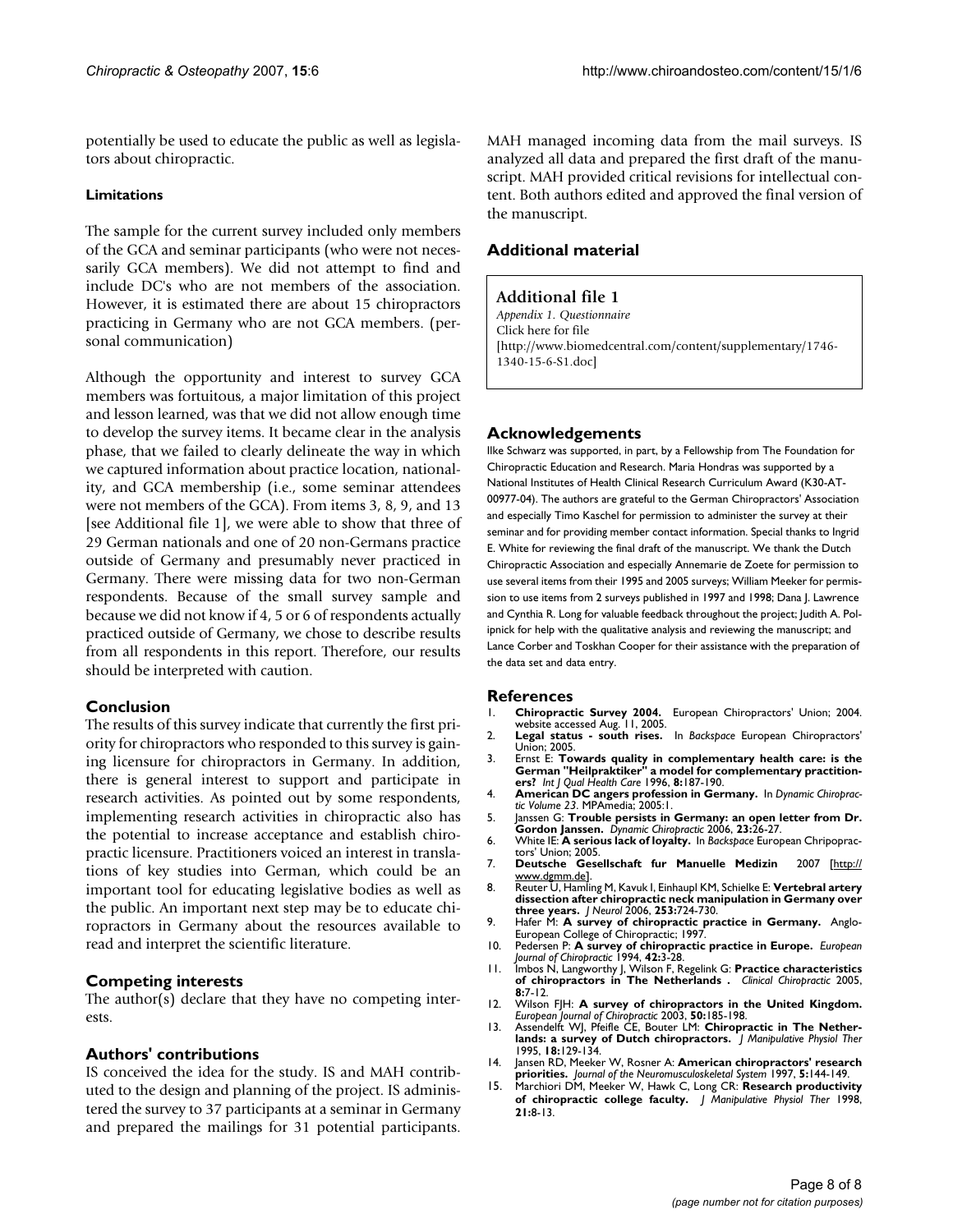potentially be used to educate the public as well as legislators about chiropractic.

#### Limitations

The sample for the current survey included only members of the GCA and seminar participants (who were not necessarily GCA members). We did not attempt to find and include DC's who are not members of the association. However, it is estimated there are about 15 chiropractors practicing in Germany who are not GCA members. (personal communication)

Although the opportunity and interest to survey GCA members was fortuitous, a major limitation of this project and lesson learned, was that we did not allow enough time to develop the survey items. It became clear in the analysis phase, that we failed to clearly delineate the way in which we captured information about practice location, nationality, and GCA membership (i.e., some seminar attendees were not members of the GCA). From items 3, 8, 9, and 13 [see Additional file 1], we were able to show that three of 29 German nationals and one of 20 non-Germans practice outside of Germany and presumably never practiced in Germany. There were missing data for two non-German respondents. Because of the small survey sample and because we did not know if 4, 5 or 6 of respondents actually practiced outside of Germany, we chose to describe results from all respondents in this report. Therefore, our results should be interpreted with caution.

### Conclusion

The results of this survey indicate that currently the first priority for chiropractors who responded to this survey is gaining licensure for chiropractors in Germany. In addition, there is general interest to support and participate in research activities. As pointed out by some respondents, implementing research activities in chiropractic also has the potential to increase acceptance and establish chiropractic licensure. Practitioners voiced an interest in translations of key studies into German, which could be an important tool for educating legislative bodies as well as the public. An important next step may be to educate chiropractors in Germany about the resources available to read and interpret the scientific literature.

### Competing interests

The author(s) declare that they have no competing interests.

### Authors' contributions

IS conceived the idea for the study. IS and MAH contributed to the design and planning of the project. IS administered the survey to 37 participants at a seminar in Germany and prepared the mailings for 31 potential participants. MAH managed incoming data from the mail surveys. IS analyzed all data and prepared the first draft of the manuscript. MAH provided critical revisions for intellectual content. Both authors edited and approved the final version of the manuscript.

### Additional material

**Additional file 1**
*Appendix 1. Questionnaire*
Click here for file
[http://www.biomedcentral.com/content/supplementary/1746-1340-15-6-S1.doc]

### Acknowledgements

Ilke Schwarz was supported, in part, by a Fellowship from The Foundation for Chiropractic Education and Research. Maria Hondras was supported by a National Institutes of Health Clinical Research Curriculum Award (K30-AT-00977-04). The authors are grateful to the German Chiropractors' Association and especially Timo Kaschel for permission to administer the survey at their seminar and for providing member contact information. Special thanks to Ingrid E. White for reviewing the final draft of the manuscript. We thank the Dutch Chiropractic Association and especially Annemarie de Zoete for permission to use several items from their 1995 and 2005 surveys; William Meeker for permission to use items from 2 surveys published in 1997 and 1998; Dana J. Lawrence and Cynthia R. Long for valuable feedback throughout the project; Judith A. Polipnick for help with the qualitative analysis and reviewing the manuscript; and Lance Corber and Toskhan Cooper for their assistance with the preparation of the data set and data entry.

### References

1. **Chiropractic Survey 2004.** European Chiropractors' Union; 2004. website accessed Aug. 11, 2005.
2. **Legal status - south rises.** In *Backspace* European Chiropractors' Union; 2005.
3. Ernst E: **Towards quality in complementary health care: is the German "Heilpraktiker" a model for complementary practitioners?** *Int J Qual Health Care* 1996, **8:**187-190.
4. **American DC angers profession in Germany.** In *Dynamic Chiropractic Volume 23*. MPAmedia; 2005:1.
5. Janssen G: **Trouble persists in Germany: an open letter from Dr. Gordon Janssen.** *Dynamic Chiropractic* 2006, **23:**26-27.
6. White IE: **A serious lack of loyalty.** In *Backspace* European Chripopractors' Union; 2005.
7. **Deutsche Gesellschaft fur Manuelle Medizin** 2007 [http://www.dgmm.de].
8. Reuter U, Hamling M, Kavuk I, Einhaupl KM, Schielke E: **Vertebral artery dissection after chiropractic neck manipulation in Germany over three years.** *J Neurol* 2006, **253:**724-730.
9. Hafer M: **A survey of chiropractic practice in Germany.** Anglo-European College of Chiropractic; 1997.
10. Pedersen P: **A survey of chiropractic practice in Europe.** *European Journal of Chiropractic* 1994, **42:**3-28.
11. Imbos N, Langworthy J, Wilson F, Regelink G: **Practice characteristics of chiropractors in The Netherlands .** *Clinical Chiropractic* 2005, **8:**7-12.
12. Wilson FJH: **A survey of chiropractors in the United Kingdom.** *European Journal of Chiropractic* 2003, **50:**185-198.
13. Assendelft WJ, Pfeifle CE, Bouter LM: **Chiropractic in The Netherlands: a survey of Dutch chiropractors.** *J Manipulative Physiol Ther* 1995, **18:**129-134.
14. Jansen RD, Meeker W, Rosner A: **American chiropractors' research priorities.** *Journal of the Neuromusculoskeletal System* 1997, **5:**144-149.
15. Marchiori DM, Meeker W, Hawk C, Long CR: **Research productivity of chiropractic college faculty.** *J Manipulative Physiol Ther* 1998, **21:**8-13.